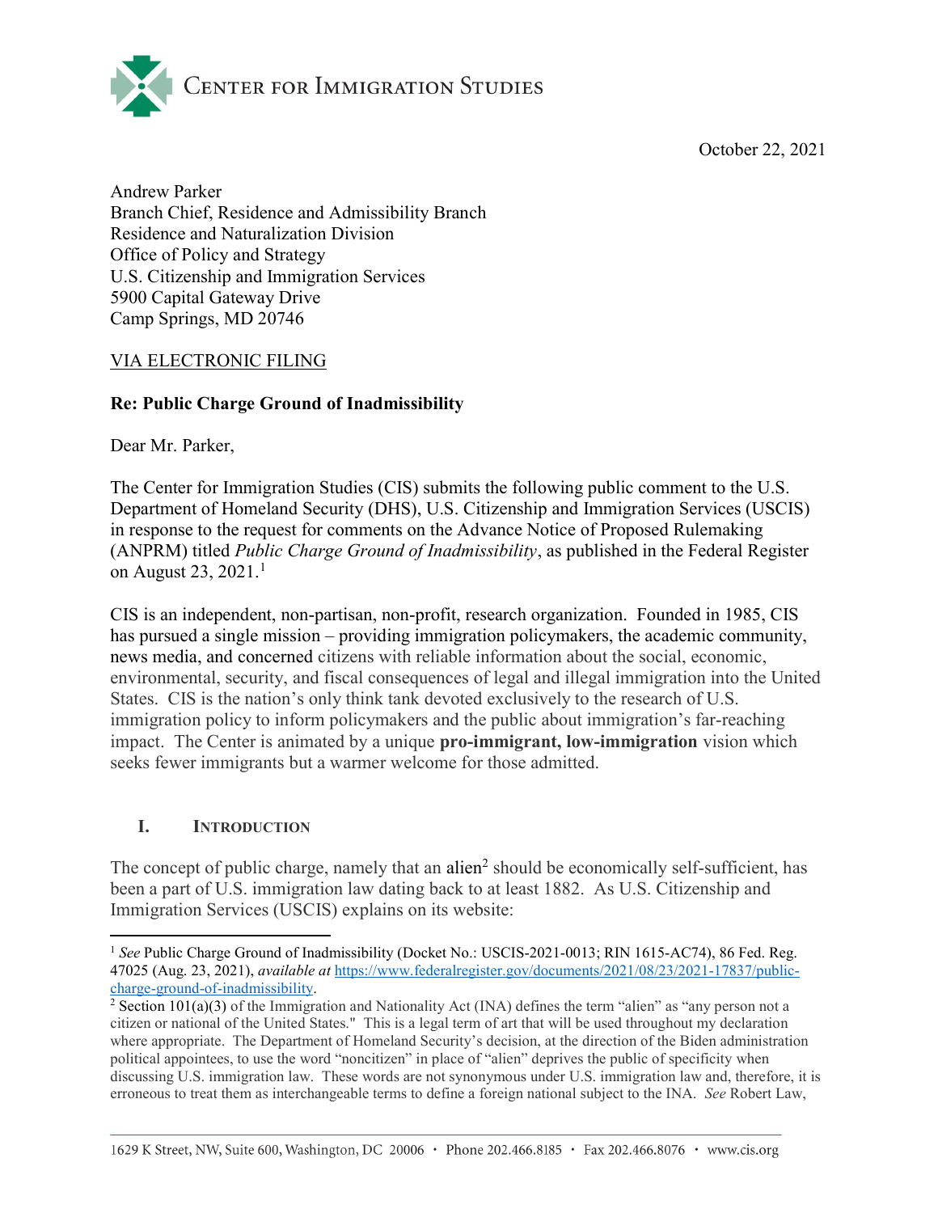CENTER FOR IMMIGRATION STUDIES

October 22, 2021

Andrew Parker
Branch Chief, Residence and Admissibility Branch
Residence and Naturalization Division
Office of Policy and Strategy
U.S. Citizenship and Immigration Services
5900 Capital Gateway Drive
Camp Springs, MD 20746

VIA ELECTRONIC FILING

**Re: Public Charge Ground of Inadmissibility**

Dear Mr. Parker,

The Center for Immigration Studies (CIS) submits the following public comment to the U.S. Department of Homeland Security (DHS), U.S. Citizenship and Immigration Services (USCIS) in response to the request for comments on the Advance Notice of Proposed Rulemaking (ANPRM) titled *Public Charge Ground of Inadmissibility*, as published in the Federal Register on August 23, 2021.[1]

CIS is an independent, non-partisan, non-profit, research organization. Founded in 1985, CIS has pursued a single mission – providing immigration policymakers, the academic community, news media, and concerned citizens with reliable information about the social, economic, environmental, security, and fiscal consequences of legal and illegal immigration into the United States. CIS is the nation's only think tank devoted exclusively to the research of U.S. immigration policy to inform policymakers and the public about immigration's far-reaching impact. The Center is animated by a unique **pro-immigrant, low-immigration** vision which seeks fewer immigrants but a warmer welcome for those admitted.

## I. INTRODUCTION

The concept of public charge, namely that an alien[2] should be economically self-sufficient, has been a part of U.S. immigration law dating back to at least 1882. As U.S. Citizenship and Immigration Services (USCIS) explains on its website:

---

[1] *See* Public Charge Ground of Inadmissibility (Docket No.: USCIS-2021-0013; RIN 1615-AC74), 86 Fed. Reg. 47025 (Aug. 23, 2021), *available at* https://www.federalregister.gov/documents/2021/08/23/2021-17837/public-charge-ground-of-inadmissibility.

[2] Section 101(a)(3) of the Immigration and Nationality Act (INA) defines the term "alien" as "any person not a citizen or national of the United States." This is a legal term of art that will be used throughout my declaration where appropriate. The Department of Homeland Security's decision, at the direction of the Biden administration political appointees, to use the word "noncitizen" in place of "alien" deprives the public of specificity when discussing U.S. immigration law. These words are not synonymous under U.S. immigration law and, therefore, it is erroneous to treat them as interchangeable terms to define a foreign national subject to the INA. *See* Robert Law,

1629 K Street, NW, Suite 600, Washington, DC 20006 • Phone 202.466.8185 • Fax 202.466.8076 • www.cis.org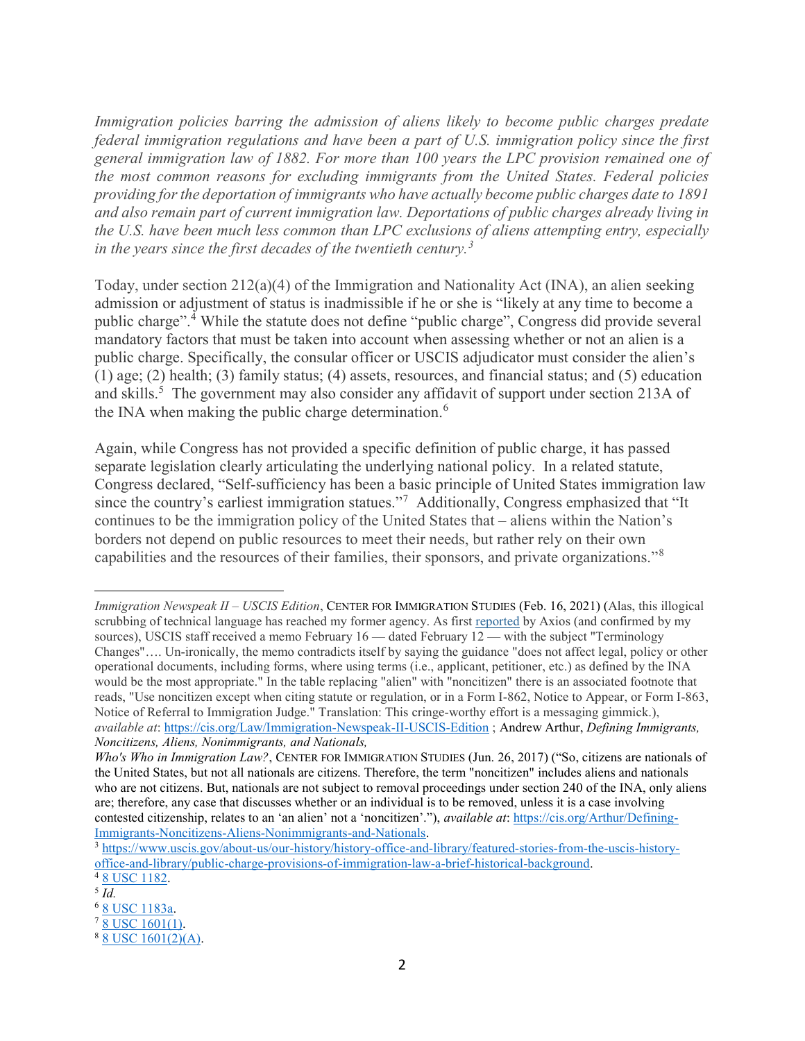*Immigration policies barring the admission of aliens likely to become public charges predate federal immigration regulations and have been a part of U.S. immigration policy since the first general immigration law of 1882. For more than 100 years the LPC provision remained one of the most common reasons for excluding immigrants from the United States. Federal policies providing for the deportation of immigrants who have actually become public charges date to 1891 and also remain part of current immigration law. Deportations of public charges already living in the U.S. have been much less common than LPC exclusions of aliens attempting entry, especially in the years since the first decades of the twentieth century.*[3]

Today, under section 212(a)(4) of the Immigration and Nationality Act (INA), an alien seeking admission or adjustment of status is inadmissible if he or she is "likely at any time to become a public charge".[4] While the statute does not define "public charge", Congress did provide several mandatory factors that must be taken into account when assessing whether or not an alien is a public charge. Specifically, the consular officer or USCIS adjudicator must consider the alien's (1) age; (2) health; (3) family status; (4) assets, resources, and financial status; and (5) education and skills.[5] The government may also consider any affidavit of support under section 213A of the INA when making the public charge determination.[6]

Again, while Congress has not provided a specific definition of public charge, it has passed separate legislation clearly articulating the underlying national policy. In a related statute, Congress declared, "Self-sufficiency has been a basic principle of United States immigration law since the country's earliest immigration statues."[7] Additionally, Congress emphasized that "It continues to be the immigration policy of the United States that – aliens within the Nation's borders not depend on public resources to meet their needs, but rather rely on their own capabilities and the resources of their families, their sponsors, and private organizations."[8]

---

*Immigration Newspeak II – USCIS Edition*, CENTER FOR IMMIGRATION STUDIES (Feb. 16, 2021) (Alas, this illogical scrubbing of technical language has reached my former agency. As first reported by Axios (and confirmed by my sources), USCIS staff received a memo February 16 — dated February 12 — with the subject "Terminology Changes"…. Un-ironically, the memo contradicts itself by saying the guidance "does not affect legal, policy or other operational documents, including forms, where using terms (i.e., applicant, petitioner, etc.) as defined by the INA would be the most appropriate." In the table replacing "alien" with "noncitizen" there is an associated footnote that reads, "Use noncitizen except when citing statute or regulation, or in a Form I-862, Notice to Appear, or Form I-863, Notice of Referral to Immigration Judge." Translation: This cringe-worthy effort is a messaging gimmick.), *available at*: https://cis.org/Law/Immigration-Newspeak-II-USCIS-Edition ; Andrew Arthur, *Defining Immigrants, Noncitizens, Aliens, Nonimmigrants, and Nationals, Who's Who in Immigration Law?*, CENTER FOR IMMIGRATION STUDIES (Jun. 26, 2017) ("So, citizens are nationals of the United States, but not all nationals are citizens. Therefore, the term "noncitizen" includes aliens and nationals who are not citizens. But, nationals are not subject to removal proceedings under section 240 of the INA, only aliens are; therefore, any case that discusses whether or an individual is to be removed, unless it is a case involving contested citizenship, relates to an 'an alien' not a 'noncitizen'."), *available at*: https://cis.org/Arthur/Defining-Immigrants-Noncitizens-Aliens-Nonimmigrants-and-Nationals.

[3] https://www.uscis.gov/about-us/our-history/history-office-and-library/featured-stories-from-the-uscis-history-office-and-library/public-charge-provisions-of-immigration-law-a-brief-historical-background.

[4] 8 USC 1182.

[5] *Id.*

[6] 8 USC 1183a.

[7] 8 USC 1601(1).

[8] 8 USC 1601(2)(A).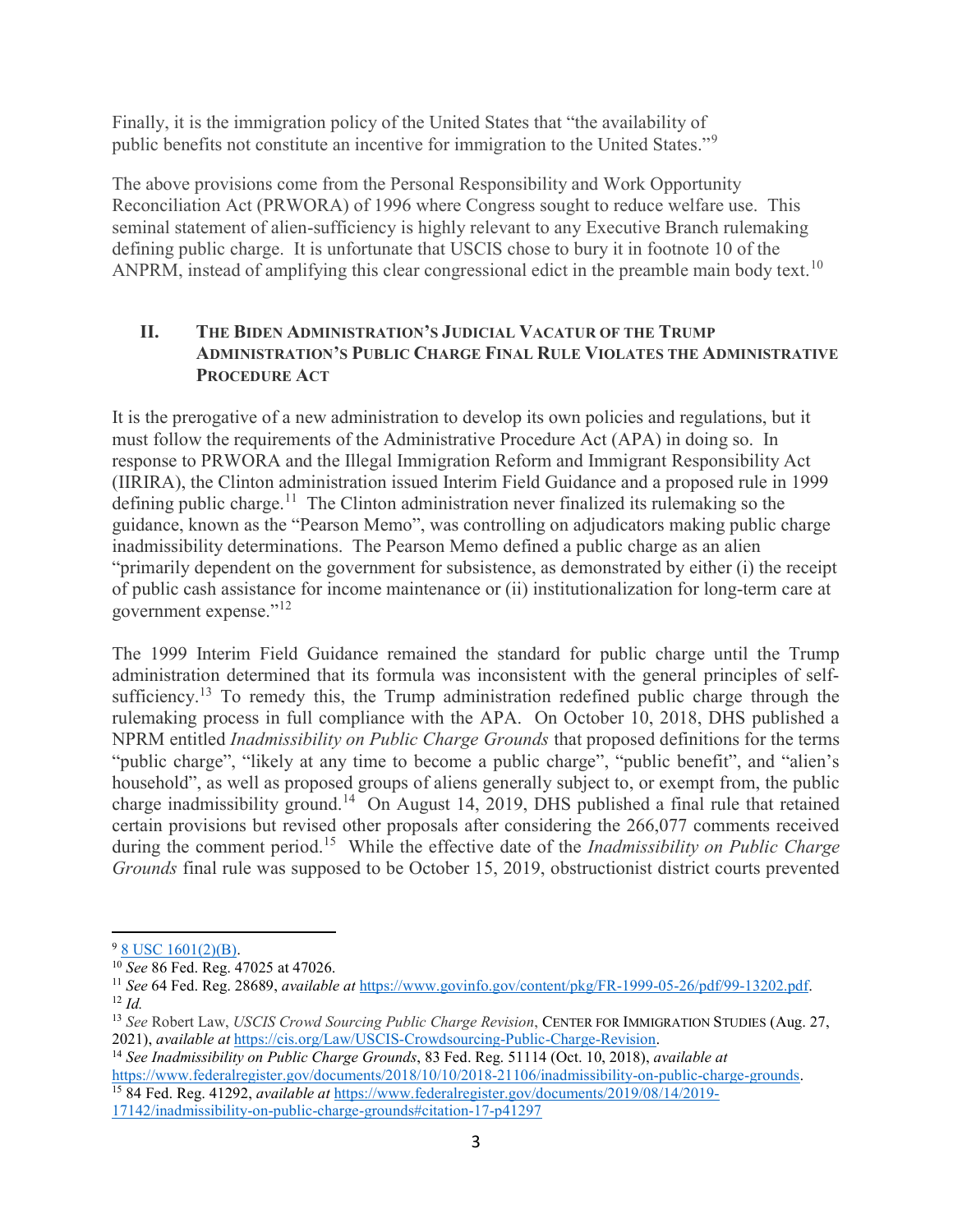Finally, it is the immigration policy of the United States that "the availability of public benefits not constitute an incentive for immigration to the United States."[9]

The above provisions come from the Personal Responsibility and Work Opportunity Reconciliation Act (PRWORA) of 1996 where Congress sought to reduce welfare use. This seminal statement of alien-sufficiency is highly relevant to any Executive Branch rulemaking defining public charge. It is unfortunate that USCIS chose to bury it in footnote 10 of the ANPRM, instead of amplifying this clear congressional edict in the preamble main body text.[10]

## II. The Biden Administration's Judicial Vacatur of the Trump Administration's Public Charge Final Rule Violates the Administrative Procedure Act

It is the prerogative of a new administration to develop its own policies and regulations, but it must follow the requirements of the Administrative Procedure Act (APA) in doing so. In response to PRWORA and the Illegal Immigration Reform and Immigrant Responsibility Act (IIRIRA), the Clinton administration issued Interim Field Guidance and a proposed rule in 1999 defining public charge.[11] The Clinton administration never finalized its rulemaking so the guidance, known as the "Pearson Memo", was controlling on adjudicators making public charge inadmissibility determinations. The Pearson Memo defined a public charge as an alien "primarily dependent on the government for subsistence, as demonstrated by either (i) the receipt of public cash assistance for income maintenance or (ii) institutionalization for long-term care at government expense."[12]

The 1999 Interim Field Guidance remained the standard for public charge until the Trump administration determined that its formula was inconsistent with the general principles of self-sufficiency.[13] To remedy this, the Trump administration redefined public charge through the rulemaking process in full compliance with the APA. On October 10, 2018, DHS published a NPRM entitled *Inadmissibility on Public Charge Grounds* that proposed definitions for the terms "public charge", "likely at any time to become a public charge", "public benefit", and "alien's household", as well as proposed groups of aliens generally subject to, or exempt from, the public charge inadmissibility ground.[14] On August 14, 2019, DHS published a final rule that retained certain provisions but revised other proposals after considering the 266,077 comments received during the comment period.[15] While the effective date of the *Inadmissibility on Public Charge Grounds* final rule was supposed to be October 15, 2019, obstructionist district courts prevented

---

[9] 8 USC 1601(2)(B).

[10] *See* 86 Fed. Reg. 47025 at 47026.

[11] *See* 64 Fed. Reg. 28689, *available at* https://www.govinfo.gov/content/pkg/FR-1999-05-26/pdf/99-13202.pdf.

[12] *Id.*

[13] *See* Robert Law, *USCIS Crowd Sourcing Public Charge Revision*, Center for Immigration Studies (Aug. 27, 2021), *available at* https://cis.org/Law/USCIS-Crowdsourcing-Public-Charge-Revision.

[14] *See Inadmissibility on Public Charge Grounds*, 83 Fed. Reg. 51114 (Oct. 10, 2018), *available at* https://www.federalregister.gov/documents/2018/10/10/2018-21106/inadmissibility-on-public-charge-grounds.

[15] 84 Fed. Reg. 41292, *available at* https://www.federalregister.gov/documents/2019/08/14/2019-17142/inadmissibility-on-public-charge-grounds#citation-17-p41297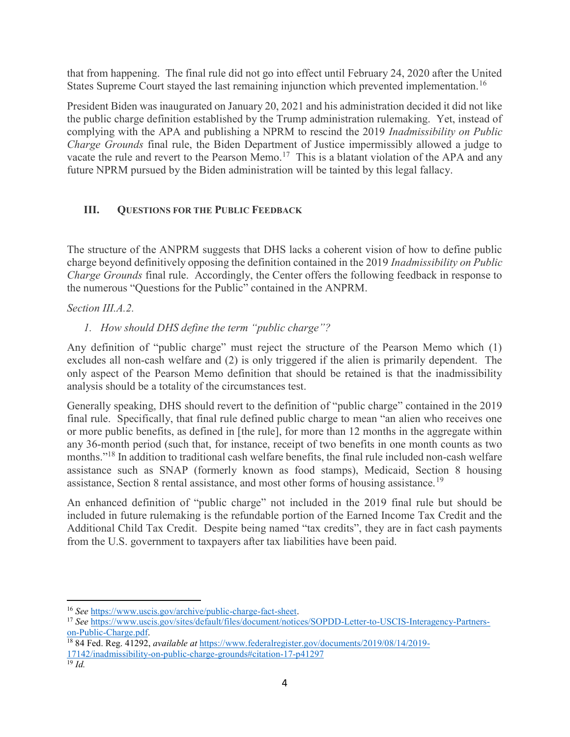that from happening. The final rule did not go into effect until February 24, 2020 after the United States Supreme Court stayed the last remaining injunction which prevented implementation.[16]

President Biden was inaugurated on January 20, 2021 and his administration decided it did not like the public charge definition established by the Trump administration rulemaking. Yet, instead of complying with the APA and publishing a NPRM to rescind the 2019 *Inadmissibility on Public Charge Grounds* final rule, the Biden Department of Justice impermissibly allowed a judge to vacate the rule and revert to the Pearson Memo.[17] This is a blatant violation of the APA and any future NPRM pursued by the Biden administration will be tainted by this legal fallacy.

## III. Questions for the Public Feedback

The structure of the ANPRM suggests that DHS lacks a coherent vision of how to define public charge beyond definitively opposing the definition contained in the 2019 *Inadmissibility on Public Charge Grounds* final rule. Accordingly, the Center offers the following feedback in response to the numerous "Questions for the Public" contained in the ANPRM.

*Section III.A.2.*

1. *How should DHS define the term "public charge"?*

Any definition of "public charge" must reject the structure of the Pearson Memo which (1) excludes all non-cash welfare and (2) is only triggered if the alien is primarily dependent. The only aspect of the Pearson Memo definition that should be retained is that the inadmissibility analysis should be a totality of the circumstances test.

Generally speaking, DHS should revert to the definition of "public charge" contained in the 2019 final rule. Specifically, that final rule defined public charge to mean "an alien who receives one or more public benefits, as defined in [the rule], for more than 12 months in the aggregate within any 36-month period (such that, for instance, receipt of two benefits in one month counts as two months."[18] In addition to traditional cash welfare benefits, the final rule included non-cash welfare assistance such as SNAP (formerly known as food stamps), Medicaid, Section 8 housing assistance, Section 8 rental assistance, and most other forms of housing assistance.[19]

An enhanced definition of "public charge" not included in the 2019 final rule but should be included in future rulemaking is the refundable portion of the Earned Income Tax Credit and the Additional Child Tax Credit. Despite being named "tax credits", they are in fact cash payments from the U.S. government to taxpayers after tax liabilities have been paid.

---

[16] *See* https://www.uscis.gov/archive/public-charge-fact-sheet.

[17] *See* https://www.uscis.gov/sites/default/files/document/notices/SOPDD-Letter-to-USCIS-Interagency-Partners-on-Public-Charge.pdf.

[18] 84 Fed. Reg. 41292, *available at* https://www.federalregister.gov/documents/2019/08/14/2019-17142/inadmissibility-on-public-charge-grounds#citation-17-p41297

[19] *Id.*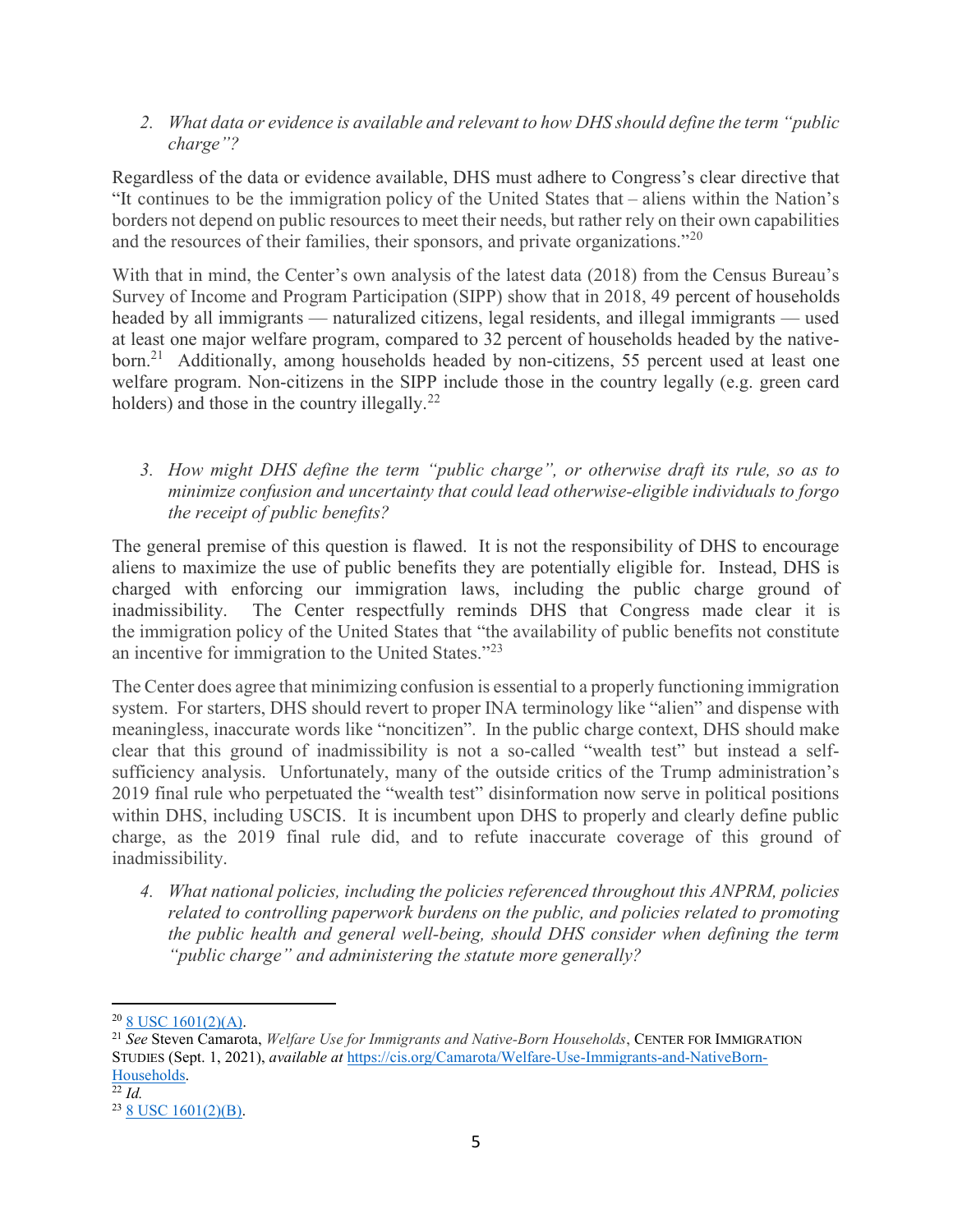2. *What data or evidence is available and relevant to how DHS should define the term "public charge"?*

Regardless of the data or evidence available, DHS must adhere to Congress's clear directive that "It continues to be the immigration policy of the United States that – aliens within the Nation's borders not depend on public resources to meet their needs, but rather rely on their own capabilities and the resources of their families, their sponsors, and private organizations."[20]

With that in mind, the Center's own analysis of the latest data (2018) from the Census Bureau's Survey of Income and Program Participation (SIPP) show that in 2018, 49 percent of households headed by all immigrants — naturalized citizens, legal residents, and illegal immigrants — used at least one major welfare program, compared to 32 percent of households headed by the native-born.[21] Additionally, among households headed by non-citizens, 55 percent used at least one welfare program. Non-citizens in the SIPP include those in the country legally (e.g. green card holders) and those in the country illegally.[22]

3. *How might DHS define the term "public charge", or otherwise draft its rule, so as to minimize confusion and uncertainty that could lead otherwise-eligible individuals to forgo the receipt of public benefits?*

The general premise of this question is flawed. It is not the responsibility of DHS to encourage aliens to maximize the use of public benefits they are potentially eligible for. Instead, DHS is charged with enforcing our immigration laws, including the public charge ground of inadmissibility. The Center respectfully reminds DHS that Congress made clear it is the immigration policy of the United States that "the availability of public benefits not constitute an incentive for immigration to the United States."[23]

The Center does agree that minimizing confusion is essential to a properly functioning immigration system. For starters, DHS should revert to proper INA terminology like "alien" and dispense with meaningless, inaccurate words like "noncitizen". In the public charge context, DHS should make clear that this ground of inadmissibility is not a so-called "wealth test" but instead a self-sufficiency analysis. Unfortunately, many of the outside critics of the Trump administration's 2019 final rule who perpetuated the "wealth test" disinformation now serve in political positions within DHS, including USCIS. It is incumbent upon DHS to properly and clearly define public charge, as the 2019 final rule did, and to refute inaccurate coverage of this ground of inadmissibility.

4. *What national policies, including the policies referenced throughout this ANPRM, policies related to controlling paperwork burdens on the public, and policies related to promoting the public health and general well-being, should DHS consider when defining the term "public charge" and administering the statute more generally?*

---

[20] 8 USC 1601(2)(A).

[21] *See* Steven Camarota, *Welfare Use for Immigrants and Native-Born Households*, CENTER FOR IMMIGRATION STUDIES (Sept. 1, 2021), *available at* https://cis.org/Camarota/Welfare-Use-Immigrants-and-NativeBorn-Households.

[22] *Id.*

[23] 8 USC 1601(2)(B).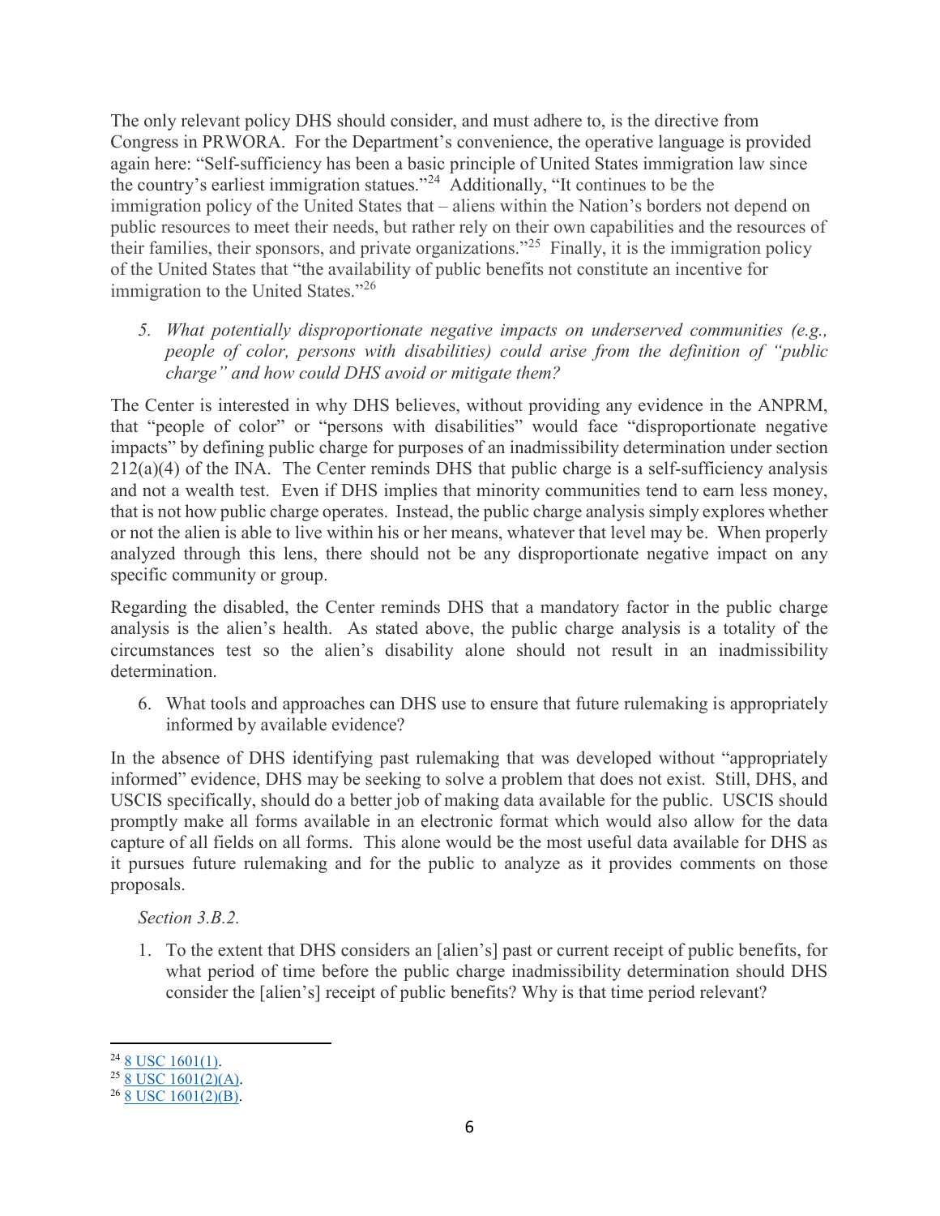The only relevant policy DHS should consider, and must adhere to, is the directive from Congress in PRWORA. For the Department's convenience, the operative language is provided again here: "Self-sufficiency has been a basic principle of United States immigration law since the country's earliest immigration statues."[24] Additionally, "It continues to be the immigration policy of the United States that – aliens within the Nation's borders not depend on public resources to meet their needs, but rather rely on their own capabilities and the resources of their families, their sponsors, and private organizations."[25] Finally, it is the immigration policy of the United States that "the availability of public benefits not constitute an incentive for immigration to the United States."[26]

5. *What potentially disproportionate negative impacts on underserved communities (e.g., people of color, persons with disabilities) could arise from the definition of "public charge" and how could DHS avoid or mitigate them?*

The Center is interested in why DHS believes, without providing any evidence in the ANPRM, that "people of color" or "persons with disabilities" would face "disproportionate negative impacts" by defining public charge for purposes of an inadmissibility determination under section 212(a)(4) of the INA. The Center reminds DHS that public charge is a self-sufficiency analysis and not a wealth test. Even if DHS implies that minority communities tend to earn less money, that is not how public charge operates. Instead, the public charge analysis simply explores whether or not the alien is able to live within his or her means, whatever that level may be. When properly analyzed through this lens, there should not be any disproportionate negative impact on any specific community or group.

Regarding the disabled, the Center reminds DHS that a mandatory factor in the public charge analysis is the alien's health. As stated above, the public charge analysis is a totality of the circumstances test so the alien's disability alone should not result in an inadmissibility determination.

6. What tools and approaches can DHS use to ensure that future rulemaking is appropriately informed by available evidence?

In the absence of DHS identifying past rulemaking that was developed without "appropriately informed" evidence, DHS may be seeking to solve a problem that does not exist. Still, DHS, and USCIS specifically, should do a better job of making data available for the public. USCIS should promptly make all forms available in an electronic format which would also allow for the data capture of all fields on all forms. This alone would be the most useful data available for DHS as it pursues future rulemaking and for the public to analyze as it provides comments on those proposals.

*Section 3.B.2.*

1. To the extent that DHS considers an [alien's] past or current receipt of public benefits, for what period of time before the public charge inadmissibility determination should DHS consider the [alien's] receipt of public benefits? Why is that time period relevant?

---

[24] 8 USC 1601(1).

[25] 8 USC 1601(2)(A).

[26] 8 USC 1601(2)(B).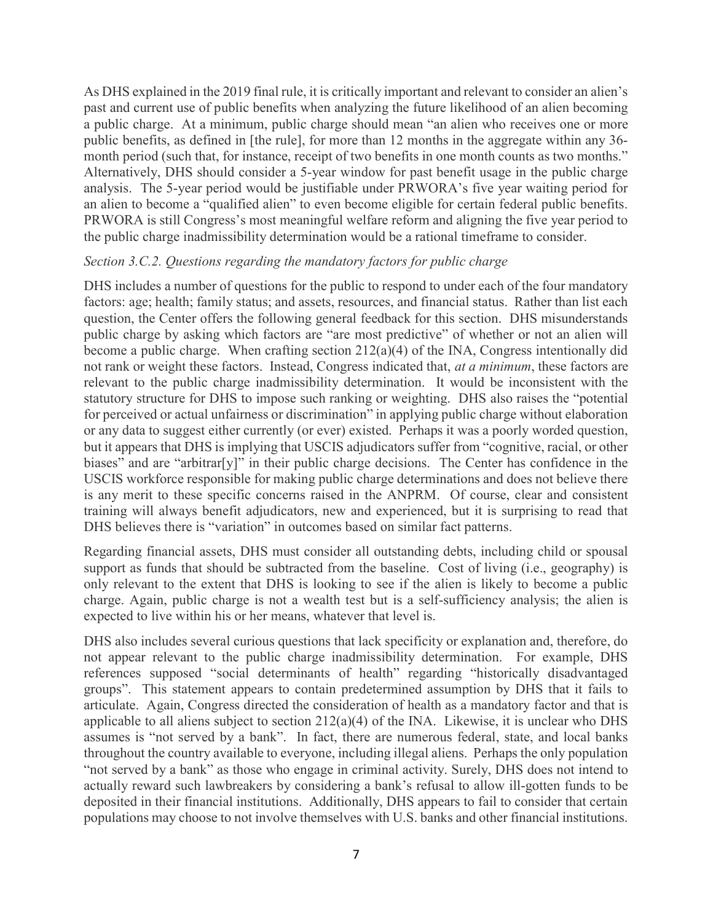As DHS explained in the 2019 final rule, it is critically important and relevant to consider an alien's past and current use of public benefits when analyzing the future likelihood of an alien becoming a public charge. At a minimum, public charge should mean "an alien who receives one or more public benefits, as defined in [the rule], for more than 12 months in the aggregate within any 36-month period (such that, for instance, receipt of two benefits in one month counts as two months." Alternatively, DHS should consider a 5-year window for past benefit usage in the public charge analysis. The 5-year period would be justifiable under PRWORA's five year waiting period for an alien to become a "qualified alien" to even become eligible for certain federal public benefits. PRWORA is still Congress's most meaningful welfare reform and aligning the five year period to the public charge inadmissibility determination would be a rational timeframe to consider.

*Section 3.C.2. Questions regarding the mandatory factors for public charge*

DHS includes a number of questions for the public to respond to under each of the four mandatory factors: age; health; family status; and assets, resources, and financial status. Rather than list each question, the Center offers the following general feedback for this section. DHS misunderstands public charge by asking which factors are "are most predictive" of whether or not an alien will become a public charge. When crafting section 212(a)(4) of the INA, Congress intentionally did not rank or weight these factors. Instead, Congress indicated that, *at a minimum*, these factors are relevant to the public charge inadmissibility determination. It would be inconsistent with the statutory structure for DHS to impose such ranking or weighting. DHS also raises the "potential for perceived or actual unfairness or discrimination" in applying public charge without elaboration or any data to suggest either currently (or ever) existed. Perhaps it was a poorly worded question, but it appears that DHS is implying that USCIS adjudicators suffer from "cognitive, racial, or other biases" and are "arbitrar[y]" in their public charge decisions. The Center has confidence in the USCIS workforce responsible for making public charge determinations and does not believe there is any merit to these specific concerns raised in the ANPRM. Of course, clear and consistent training will always benefit adjudicators, new and experienced, but it is surprising to read that DHS believes there is "variation" in outcomes based on similar fact patterns.

Regarding financial assets, DHS must consider all outstanding debts, including child or spousal support as funds that should be subtracted from the baseline. Cost of living (i.e., geography) is only relevant to the extent that DHS is looking to see if the alien is likely to become a public charge. Again, public charge is not a wealth test but is a self-sufficiency analysis; the alien is expected to live within his or her means, whatever that level is.

DHS also includes several curious questions that lack specificity or explanation and, therefore, do not appear relevant to the public charge inadmissibility determination. For example, DHS references supposed "social determinants of health" regarding "historically disadvantaged groups". This statement appears to contain predetermined assumption by DHS that it fails to articulate. Again, Congress directed the consideration of health as a mandatory factor and that is applicable to all aliens subject to section 212(a)(4) of the INA. Likewise, it is unclear who DHS assumes is "not served by a bank". In fact, there are numerous federal, state, and local banks throughout the country available to everyone, including illegal aliens. Perhaps the only population "not served by a bank" as those who engage in criminal activity. Surely, DHS does not intend to actually reward such lawbreakers by considering a bank's refusal to allow ill-gotten funds to be deposited in their financial institutions. Additionally, DHS appears to fail to consider that certain populations may choose to not involve themselves with U.S. banks and other financial institutions.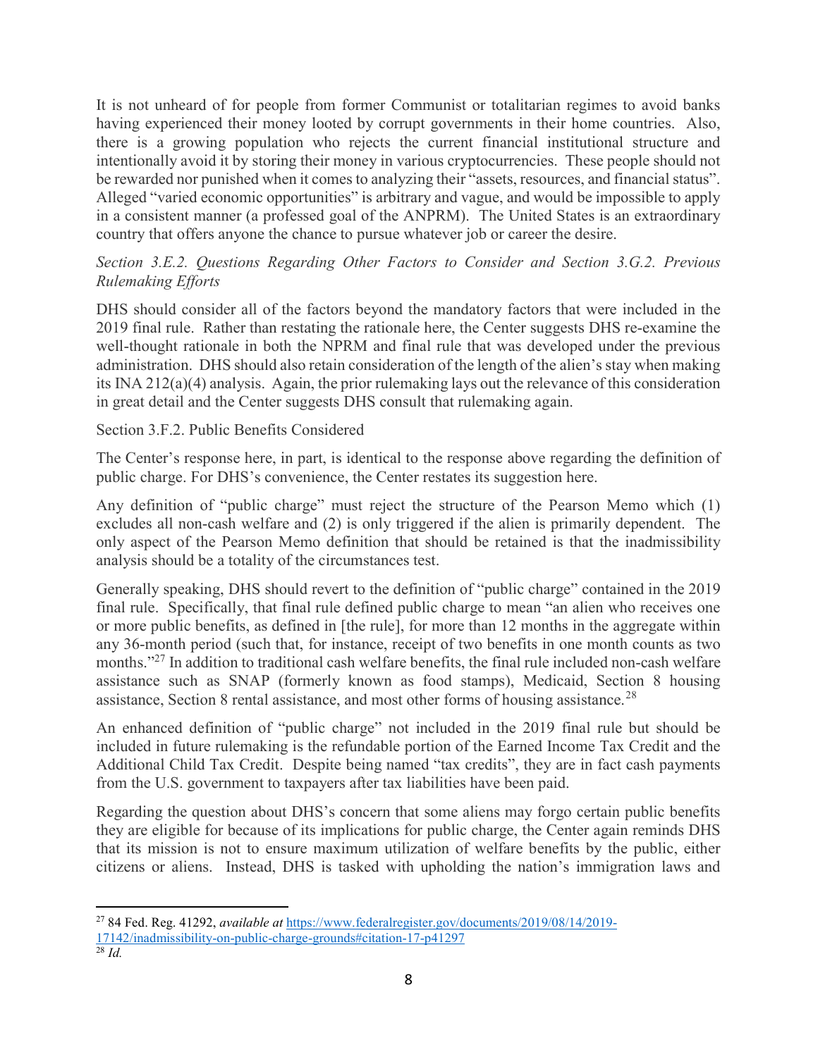It is not unheard of for people from former Communist or totalitarian regimes to avoid banks having experienced their money looted by corrupt governments in their home countries. Also, there is a growing population who rejects the current financial institutional structure and intentionally avoid it by storing their money in various cryptocurrencies. These people should not be rewarded nor punished when it comes to analyzing their "assets, resources, and financial status". Alleged "varied economic opportunities" is arbitrary and vague, and would be impossible to apply in a consistent manner (a professed goal of the ANPRM). The United States is an extraordinary country that offers anyone the chance to pursue whatever job or career the desire.

*Section 3.E.2. Questions Regarding Other Factors to Consider and Section 3.G.2. Previous Rulemaking Efforts*

DHS should consider all of the factors beyond the mandatory factors that were included in the 2019 final rule. Rather than restating the rationale here, the Center suggests DHS re-examine the well-thought rationale in both the NPRM and final rule that was developed under the previous administration. DHS should also retain consideration of the length of the alien's stay when making its INA 212(a)(4) analysis. Again, the prior rulemaking lays out the relevance of this consideration in great detail and the Center suggests DHS consult that rulemaking again.

Section 3.F.2. Public Benefits Considered

The Center's response here, in part, is identical to the response above regarding the definition of public charge. For DHS's convenience, the Center restates its suggestion here.

Any definition of "public charge" must reject the structure of the Pearson Memo which (1) excludes all non-cash welfare and (2) is only triggered if the alien is primarily dependent. The only aspect of the Pearson Memo definition that should be retained is that the inadmissibility analysis should be a totality of the circumstances test.

Generally speaking, DHS should revert to the definition of "public charge" contained in the 2019 final rule. Specifically, that final rule defined public charge to mean "an alien who receives one or more public benefits, as defined in [the rule], for more than 12 months in the aggregate within any 36-month period (such that, for instance, receipt of two benefits in one month counts as two months."[27] In addition to traditional cash welfare benefits, the final rule included non-cash welfare assistance such as SNAP (formerly known as food stamps), Medicaid, Section 8 housing assistance, Section 8 rental assistance, and most other forms of housing assistance.[28]

An enhanced definition of "public charge" not included in the 2019 final rule but should be included in future rulemaking is the refundable portion of the Earned Income Tax Credit and the Additional Child Tax Credit. Despite being named "tax credits", they are in fact cash payments from the U.S. government to taxpayers after tax liabilities have been paid.

Regarding the question about DHS's concern that some aliens may forgo certain public benefits they are eligible for because of its implications for public charge, the Center again reminds DHS that its mission is not to ensure maximum utilization of welfare benefits by the public, either citizens or aliens. Instead, DHS is tasked with upholding the nation's immigration laws and

---

[27] 84 Fed. Reg. 41292, *available at* https://www.federalregister.gov/documents/2019/08/14/2019-17142/inadmissibility-on-public-charge-grounds#citation-17-p41297

[28] *Id.*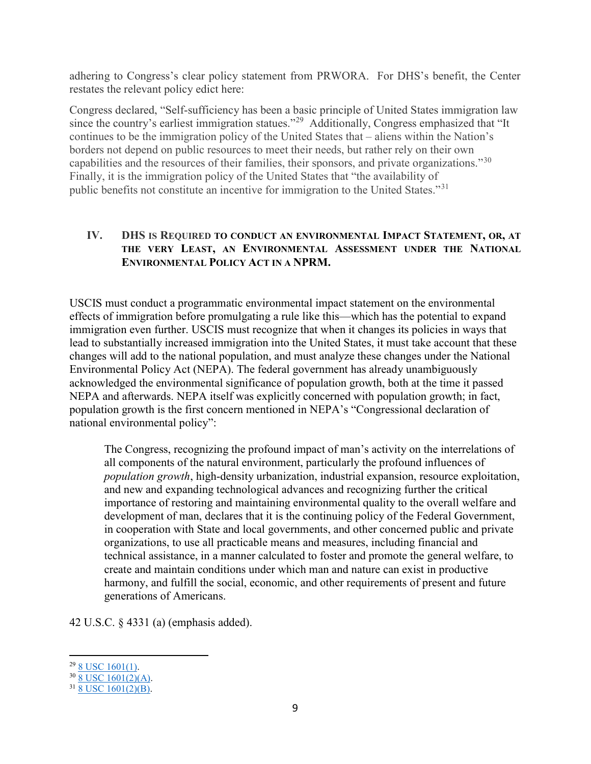adhering to Congress's clear policy statement from PRWORA. For DHS's benefit, the Center restates the relevant policy edict here:

Congress declared, "Self-sufficiency has been a basic principle of United States immigration law since the country's earliest immigration statues."[29] Additionally, Congress emphasized that "It continues to be the immigration policy of the United States that – aliens within the Nation's borders not depend on public resources to meet their needs, but rather rely on their own capabilities and the resources of their families, their sponsors, and private organizations."[30] Finally, it is the immigration policy of the United States that "the availability of public benefits not constitute an incentive for immigration to the United States."[31]

## IV. DHS IS REQUIRED TO CONDUCT AN ENVIRONMENTAL IMPACT STATEMENT, OR, AT THE VERY LEAST, AN ENVIRONMENTAL ASSESSMENT UNDER THE NATIONAL ENVIRONMENTAL POLICY ACT IN A NPRM.

USCIS must conduct a programmatic environmental impact statement on the environmental effects of immigration before promulgating a rule like this—which has the potential to expand immigration even further. USCIS must recognize that when it changes its policies in ways that lead to substantially increased immigration into the United States, it must take account that these changes will add to the national population, and must analyze these changes under the National Environmental Policy Act (NEPA). The federal government has already unambiguously acknowledged the environmental significance of population growth, both at the time it passed NEPA and afterwards. NEPA itself was explicitly concerned with population growth; in fact, population growth is the first concern mentioned in NEPA's "Congressional declaration of national environmental policy":

> The Congress, recognizing the profound impact of man's activity on the interrelations of all components of the natural environment, particularly the profound influences of *population growth*, high-density urbanization, industrial expansion, resource exploitation, and new and expanding technological advances and recognizing further the critical importance of restoring and maintaining environmental quality to the overall welfare and development of man, declares that it is the continuing policy of the Federal Government, in cooperation with State and local governments, and other concerned public and private organizations, to use all practicable means and measures, including financial and technical assistance, in a manner calculated to foster and promote the general welfare, to create and maintain conditions under which man and nature can exist in productive harmony, and fulfill the social, economic, and other requirements of present and future generations of Americans.

42 U.S.C. § 4331 (a) (emphasis added).

---

[29] 8 USC 1601(1).
[30] 8 USC 1601(2)(A).
[31] 8 USC 1601(2)(B).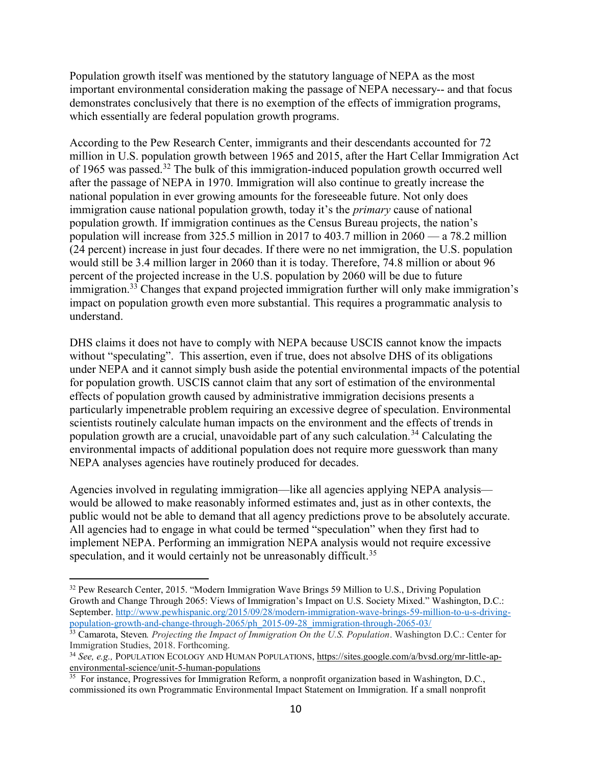Population growth itself was mentioned by the statutory language of NEPA as the most important environmental consideration making the passage of NEPA necessary-- and that focus demonstrates conclusively that there is no exemption of the effects of immigration programs, which essentially are federal population growth programs.

According to the Pew Research Center, immigrants and their descendants accounted for 72 million in U.S. population growth between 1965 and 2015, after the Hart Cellar Immigration Act of 1965 was passed.[32] The bulk of this immigration-induced population growth occurred well after the passage of NEPA in 1970. Immigration will also continue to greatly increase the national population in ever growing amounts for the foreseeable future. Not only does immigration cause national population growth, today it's the *primary* cause of national population growth. If immigration continues as the Census Bureau projects, the nation's population will increase from 325.5 million in 2017 to 403.7 million in 2060 — a 78.2 million (24 percent) increase in just four decades. If there were no net immigration, the U.S. population would still be 3.4 million larger in 2060 than it is today. Therefore, 74.8 million or about 96 percent of the projected increase in the U.S. population by 2060 will be due to future immigration.[33] Changes that expand projected immigration further will only make immigration's impact on population growth even more substantial. This requires a programmatic analysis to understand.

DHS claims it does not have to comply with NEPA because USCIS cannot know the impacts without "speculating". This assertion, even if true, does not absolve DHS of its obligations under NEPA and it cannot simply bush aside the potential environmental impacts of the potential for population growth. USCIS cannot claim that any sort of estimation of the environmental effects of population growth caused by administrative immigration decisions presents a particularly impenetrable problem requiring an excessive degree of speculation. Environmental scientists routinely calculate human impacts on the environment and the effects of trends in population growth are a crucial, unavoidable part of any such calculation.[34] Calculating the environmental impacts of additional population does not require more guesswork than many NEPA analyses agencies have routinely produced for decades.

Agencies involved in regulating immigration—like all agencies applying NEPA analysis—would be allowed to make reasonably informed estimates and, just as in other contexts, the public would not be able to demand that all agency predictions prove to be absolutely accurate. All agencies had to engage in what could be termed "speculation" when they first had to implement NEPA. Performing an immigration NEPA analysis would not require excessive speculation, and it would certainly not be unreasonably difficult.[35]

---

[32] Pew Research Center, 2015. "Modern Immigration Wave Brings 59 Million to U.S., Driving Population Growth and Change Through 2065: Views of Immigration's Impact on U.S. Society Mixed." Washington, D.C.: September. http://www.pewhispanic.org/2015/09/28/modern-immigration-wave-brings-59-million-to-u-s-driving-population-growth-and-change-through-2065/ph_2015-09-28_immigration-through-2065-03/

[33] Camarota, Steven. *Projecting the Impact of Immigration On the U.S. Population*. Washington D.C.: Center for Immigration Studies, 2018. Forthcoming.

[34] *See, e.g.,* POPULATION ECOLOGY AND HUMAN POPULATIONS, https://sites.google.com/a/bvsd.org/mr-little-ap-environmental-science/unit-5-human-populations

[35] For instance, Progressives for Immigration Reform, a nonprofit organization based in Washington, D.C., commissioned its own Programmatic Environmental Impact Statement on Immigration. If a small nonprofit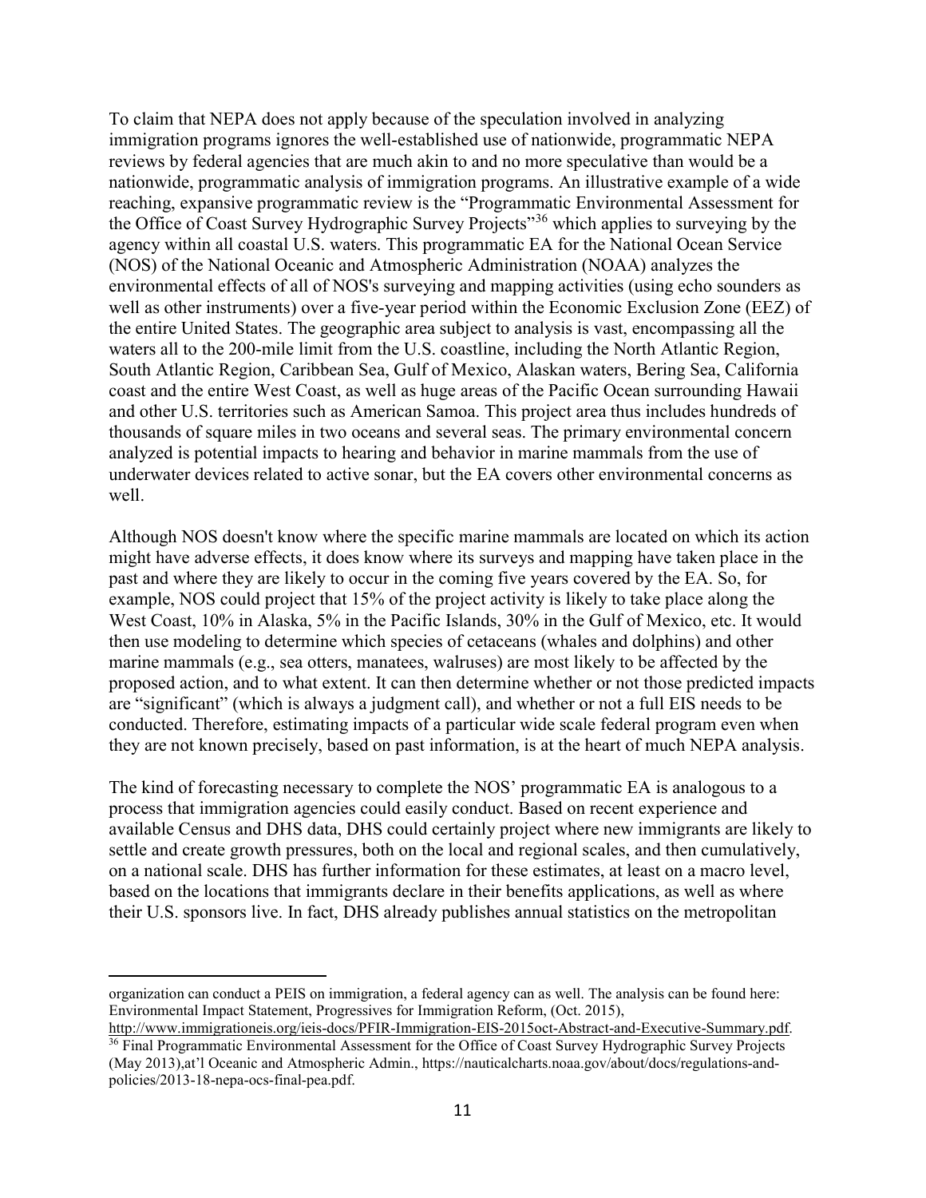To claim that NEPA does not apply because of the speculation involved in analyzing immigration programs ignores the well-established use of nationwide, programmatic NEPA reviews by federal agencies that are much akin to and no more speculative than would be a nationwide, programmatic analysis of immigration programs. An illustrative example of a wide reaching, expansive programmatic review is the "Programmatic Environmental Assessment for the Office of Coast Survey Hydrographic Survey Projects"[36] which applies to surveying by the agency within all coastal U.S. waters. This programmatic EA for the National Ocean Service (NOS) of the National Oceanic and Atmospheric Administration (NOAA) analyzes the environmental effects of all of NOS's surveying and mapping activities (using echo sounders as well as other instruments) over a five-year period within the Economic Exclusion Zone (EEZ) of the entire United States. The geographic area subject to analysis is vast, encompassing all the waters all to the 200-mile limit from the U.S. coastline, including the North Atlantic Region, South Atlantic Region, Caribbean Sea, Gulf of Mexico, Alaskan waters, Bering Sea, California coast and the entire West Coast, as well as huge areas of the Pacific Ocean surrounding Hawaii and other U.S. territories such as American Samoa. This project area thus includes hundreds of thousands of square miles in two oceans and several seas. The primary environmental concern analyzed is potential impacts to hearing and behavior in marine mammals from the use of underwater devices related to active sonar, but the EA covers other environmental concerns as well.

Although NOS doesn't know where the specific marine mammals are located on which its action might have adverse effects, it does know where its surveys and mapping have taken place in the past and where they are likely to occur in the coming five years covered by the EA. So, for example, NOS could project that 15% of the project activity is likely to take place along the West Coast, 10% in Alaska, 5% in the Pacific Islands, 30% in the Gulf of Mexico, etc. It would then use modeling to determine which species of cetaceans (whales and dolphins) and other marine mammals (e.g., sea otters, manatees, walruses) are most likely to be affected by the proposed action, and to what extent. It can then determine whether or not those predicted impacts are "significant" (which is always a judgment call), and whether or not a full EIS needs to be conducted. Therefore, estimating impacts of a particular wide scale federal program even when they are not known precisely, based on past information, is at the heart of much NEPA analysis.

The kind of forecasting necessary to complete the NOS' programmatic EA is analogous to a process that immigration agencies could easily conduct. Based on recent experience and available Census and DHS data, DHS could certainly project where new immigrants are likely to settle and create growth pressures, both on the local and regional scales, and then cumulatively, on a national scale. DHS has further information for these estimates, at least on a macro level, based on the locations that immigrants declare in their benefits applications, as well as where their U.S. sponsors live. In fact, DHS already publishes annual statistics on the metropolitan

---

organization can conduct a PEIS on immigration, a federal agency can as well. The analysis can be found here: Environmental Impact Statement, Progressives for Immigration Reform, (Oct. 2015), http://www.immigrationeis.org/ieis-docs/PFIR-Immigration-EIS-2015oct-Abstract-and-Executive-Summary.pdf.

[36] Final Programmatic Environmental Assessment for the Office of Coast Survey Hydrographic Survey Projects (May 2013),at'l Oceanic and Atmospheric Admin., https://nauticalcharts.noaa.gov/about/docs/regulations-and-policies/2013-18-nepa-ocs-final-pea.pdf.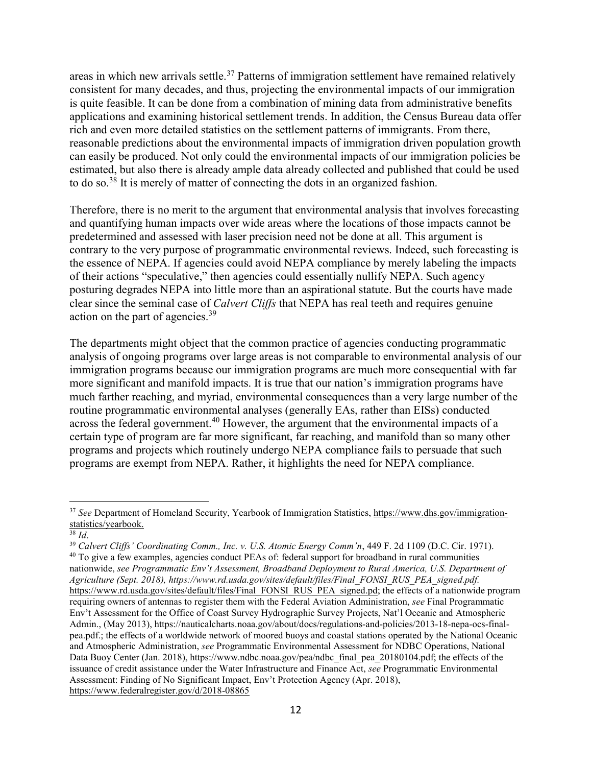areas in which new arrivals settle.[37] Patterns of immigration settlement have remained relatively consistent for many decades, and thus, projecting the environmental impacts of our immigration is quite feasible. It can be done from a combination of mining data from administrative benefits applications and examining historical settlement trends. In addition, the Census Bureau data offer rich and even more detailed statistics on the settlement patterns of immigrants. From there, reasonable predictions about the environmental impacts of immigration driven population growth can easily be produced. Not only could the environmental impacts of our immigration policies be estimated, but also there is already ample data already collected and published that could be used to do so.[38] It is merely of matter of connecting the dots in an organized fashion.

Therefore, there is no merit to the argument that environmental analysis that involves forecasting and quantifying human impacts over wide areas where the locations of those impacts cannot be predetermined and assessed with laser precision need not be done at all. This argument is contrary to the very purpose of programmatic environmental reviews. Indeed, such forecasting is the essence of NEPA. If agencies could avoid NEPA compliance by merely labeling the impacts of their actions "speculative," then agencies could essentially nullify NEPA. Such agency posturing degrades NEPA into little more than an aspirational statute. But the courts have made clear since the seminal case of *Calvert Cliffs* that NEPA has real teeth and requires genuine action on the part of agencies.[39]

The departments might object that the common practice of agencies conducting programmatic analysis of ongoing programs over large areas is not comparable to environmental analysis of our immigration programs because our immigration programs are much more consequential with far more significant and manifold impacts. It is true that our nation's immigration programs have much farther reaching, and myriad, environmental consequences than a very large number of the routine programmatic environmental analyses (generally EAs, rather than EISs) conducted across the federal government.[40] However, the argument that the environmental impacts of a certain type of program are far more significant, far reaching, and manifold than so many other programs and projects which routinely undergo NEPA compliance fails to persuade that such programs are exempt from NEPA. Rather, it highlights the need for NEPA compliance.

---

[37] *See* Department of Homeland Security, Yearbook of Immigration Statistics, https://www.dhs.gov/immigration-statistics/yearbook.

[38] *Id*.

[39] *Calvert Cliffs' Coordinating Comm., Inc. v. U.S. Atomic Energy Comm'n*, 449 F. 2d 1109 (D.C. Cir. 1971).

[40] To give a few examples, agencies conduct PEAs of: federal support for broadband in rural communities nationwide, *see Programmatic Env't Assessment, Broadband Deployment to Rural America, U.S. Department of Agriculture (Sept. 2018), https://www.rd.usda.gov/sites/default/files/Final_FONSI_RUS_PEA_signed.pdf.* https://www.rd.usda.gov/sites/default/files/Final_FONSI_RUS_PEA_signed.pd; the effects of a nationwide program requiring owners of antennas to register them with the Federal Aviation Administration, *see* Final Programmatic Env't Assessment for the Office of Coast Survey Hydrographic Survey Projects, Nat'l Oceanic and Atmospheric Admin., (May 2013), https://nauticalcharts.noaa.gov/about/docs/regulations-and-policies/2013-18-nepa-ocs-final-pea.pdf.; the effects of a worldwide network of moored buoys and coastal stations operated by the National Oceanic and Atmospheric Administration, *see* Programmatic Environmental Assessment for NDBC Operations, National Data Buoy Center (Jan. 2018), https://www.ndbc.noaa.gov/pea/ndbc_final_pea_20180104.pdf; the effects of the issuance of credit assistance under the Water Infrastructure and Finance Act, *see* Programmatic Environmental Assessment: Finding of No Significant Impact, Env't Protection Agency (Apr. 2018), https://www.federalregister.gov/d/2018-08865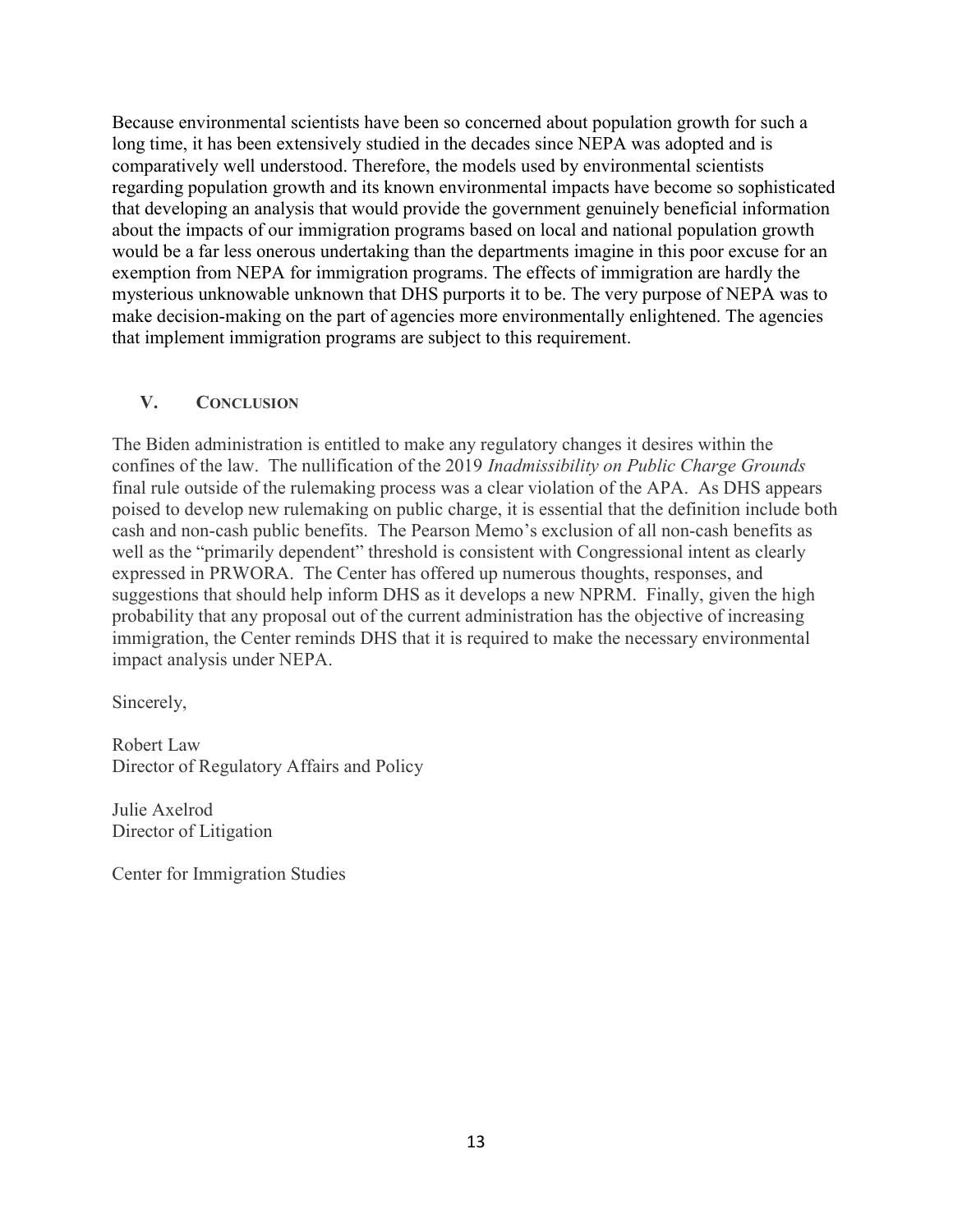Because environmental scientists have been so concerned about population growth for such a long time, it has been extensively studied in the decades since NEPA was adopted and is comparatively well understood. Therefore, the models used by environmental scientists regarding population growth and its known environmental impacts have become so sophisticated that developing an analysis that would provide the government genuinely beneficial information about the impacts of our immigration programs based on local and national population growth would be a far less onerous undertaking than the departments imagine in this poor excuse for an exemption from NEPA for immigration programs. The effects of immigration are hardly the mysterious unknowable unknown that DHS purports it to be. The very purpose of NEPA was to make decision-making on the part of agencies more environmentally enlightened. The agencies that implement immigration programs are subject to this requirement.

## V. Conclusion

The Biden administration is entitled to make any regulatory changes it desires within the confines of the law. The nullification of the 2019 *Inadmissibility on Public Charge Grounds* final rule outside of the rulemaking process was a clear violation of the APA. As DHS appears poised to develop new rulemaking on public charge, it is essential that the definition include both cash and non-cash public benefits. The Pearson Memo's exclusion of all non-cash benefits as well as the "primarily dependent" threshold is consistent with Congressional intent as clearly expressed in PRWORA. The Center has offered up numerous thoughts, responses, and suggestions that should help inform DHS as it develops a new NPRM. Finally, given the high probability that any proposal out of the current administration has the objective of increasing immigration, the Center reminds DHS that it is required to make the necessary environmental impact analysis under NEPA.

Sincerely,

Robert Law
Director of Regulatory Affairs and Policy

Julie Axelrod
Director of Litigation

Center for Immigration Studies